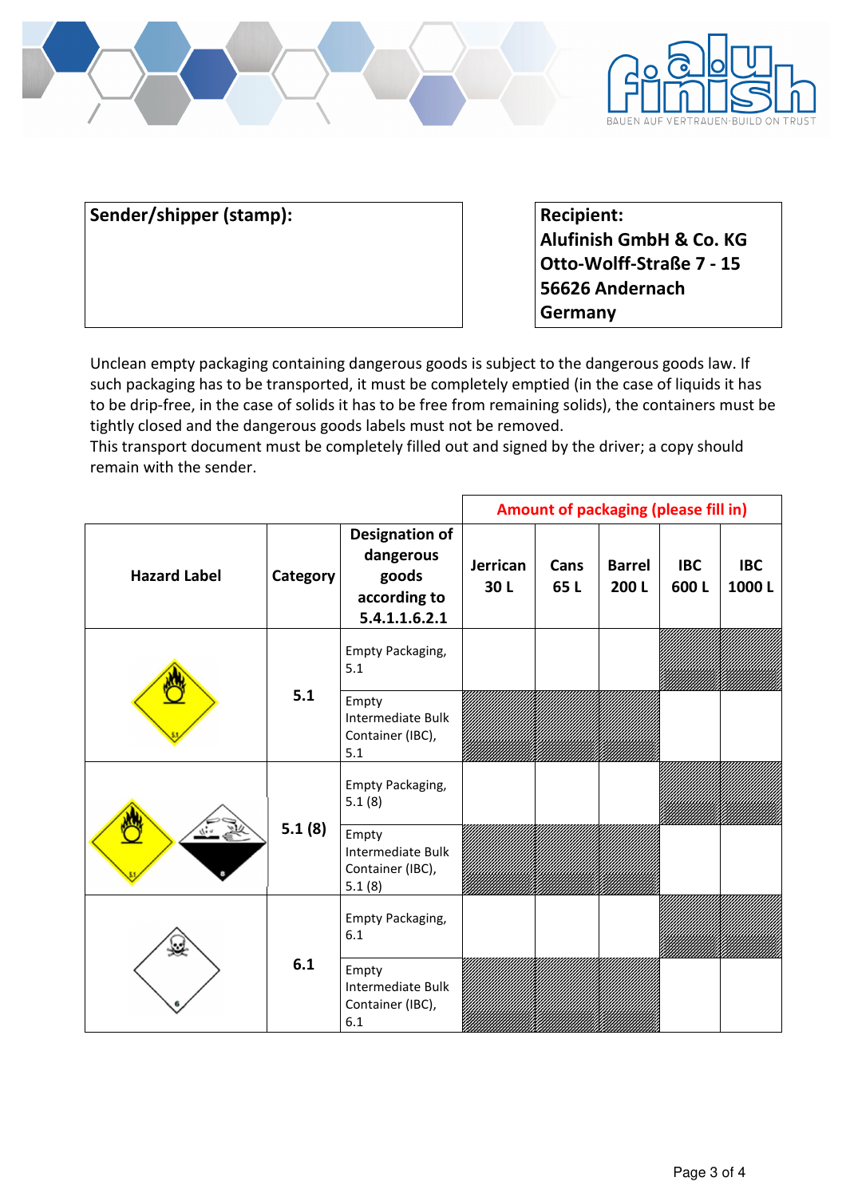| Sender/shipper (stamp): | Recipient: Alufinish GmbH & Co. KG Otto-Wolff-Straße 7 - 15 56626 Andernach Germany |
|---|---|

Unclean empty packaging containing dangerous goods is subject to the dangerous goods law. If such packaging has to be transported, it must be completely emptied (in the case of liquids it has to be drip-free, in the case of solids it has to be free from remaining solids), the containers must be tightly closed and the dangerous goods labels must not be removed.

This transport document must be completely filled out and signed by the driver; a copy should remain with the sender.

| | | | Amount of packaging (please fill in) | | | | |
|---|---|---|---|---|---|---|---|
| **Hazard Label** | **Category** | **Designation of dangerous goods according to 5.4.1.1.6.2.1** | **Jerrican 30 L** | **Cans 65 L** | **Barrel 200 L** | **IBC 600 L** | **IBC 1000 L** |
| | **5.1** | Empty Packaging, 5.1 | | | | | |
| | | Empty Intermediate Bulk Container (IBC), 5.1 | | | | | |
| | **5.1 (8)** | Empty Packaging, 5.1 (8) | | | | | |
| | | Empty Intermediate Bulk Container (IBC), 5.1 (8) | | | | | |
| | **6.1** | Empty Packaging, 6.1 | | | | | |
| | | Empty Intermediate Bulk Container (IBC), 6.1 | | | | | |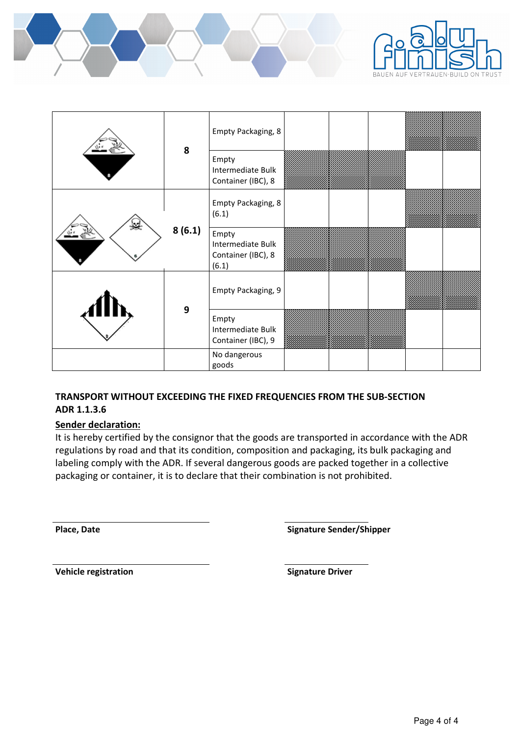| | | | | | | | |
|---|---|---|---|---|---|---|---|
| | 8 | Empty Packaging, 8 | | | | | |
| | | Empty Intermediate Bulk Container (IBC), 8 | | | | | |
| | 8 (6.1) | Empty Packaging, 8 (6.1) | | | | | |
| | | Empty Intermediate Bulk Container (IBC), 8 (6.1) | | | | | |
| | 9 | Empty Packaging, 9 | | | | | |
| | | Empty Intermediate Bulk Container (IBC), 9 | | | | | |
| | | No dangerous goods | | | | | |

**TRANSPORT WITHOUT EXCEEDING THE FIXED FREQUENCIES FROM THE SUB-SECTION ADR 1.1.3.6**

**Sender declaration:**

It is hereby certified by the consignor that the goods are transported in accordance with the ADR regulations by road and that its condition, composition and packaging, its bulk packaging and labeling comply with the ADR. If several dangerous goods are packed together in a collective packaging or container, it is to declare that their combination is not prohibited.

**Place, Date** **Signature Sender/Shipper**

**Vehicle registration** **Signature Driver**